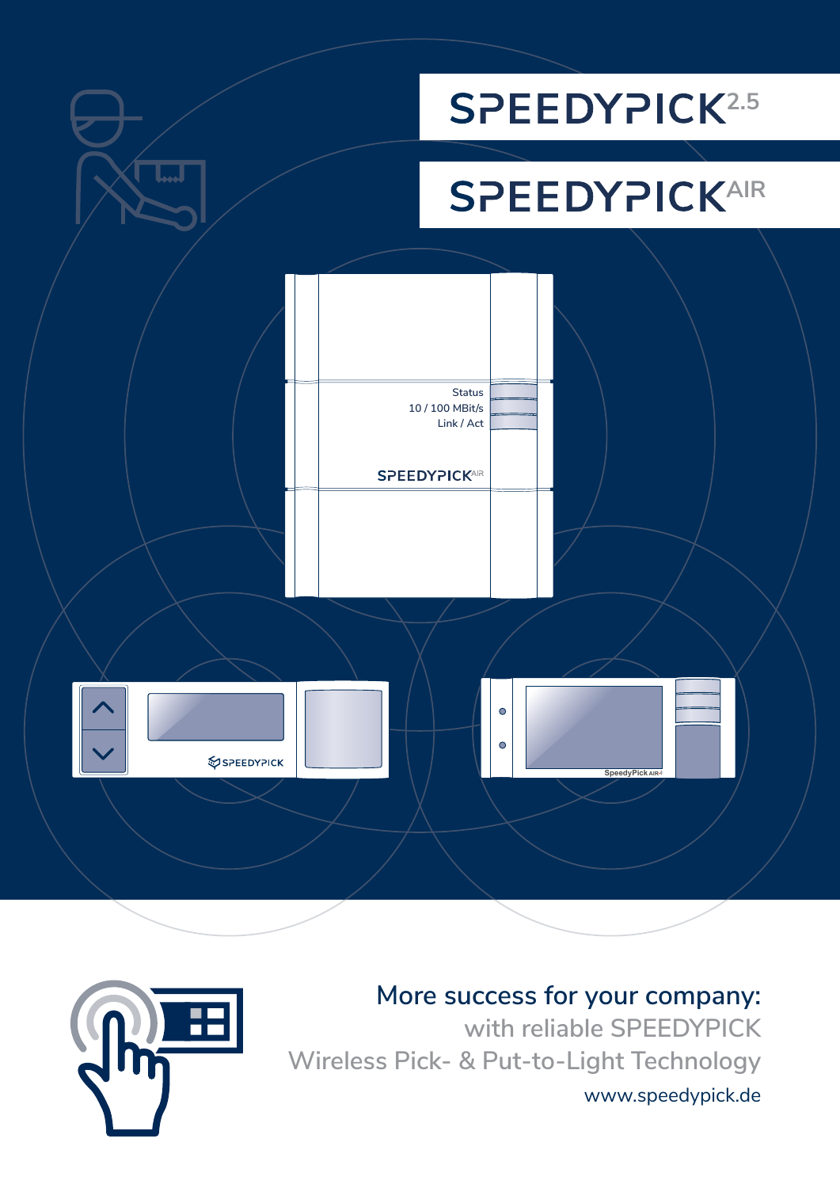# SPEEDYPICK 2.5

# SPEEDYPICK AIR

## More success for your company:

with reliable SPEEDYPICK
Wireless Pick- & Put-to-Light Technology

www.speedypick.de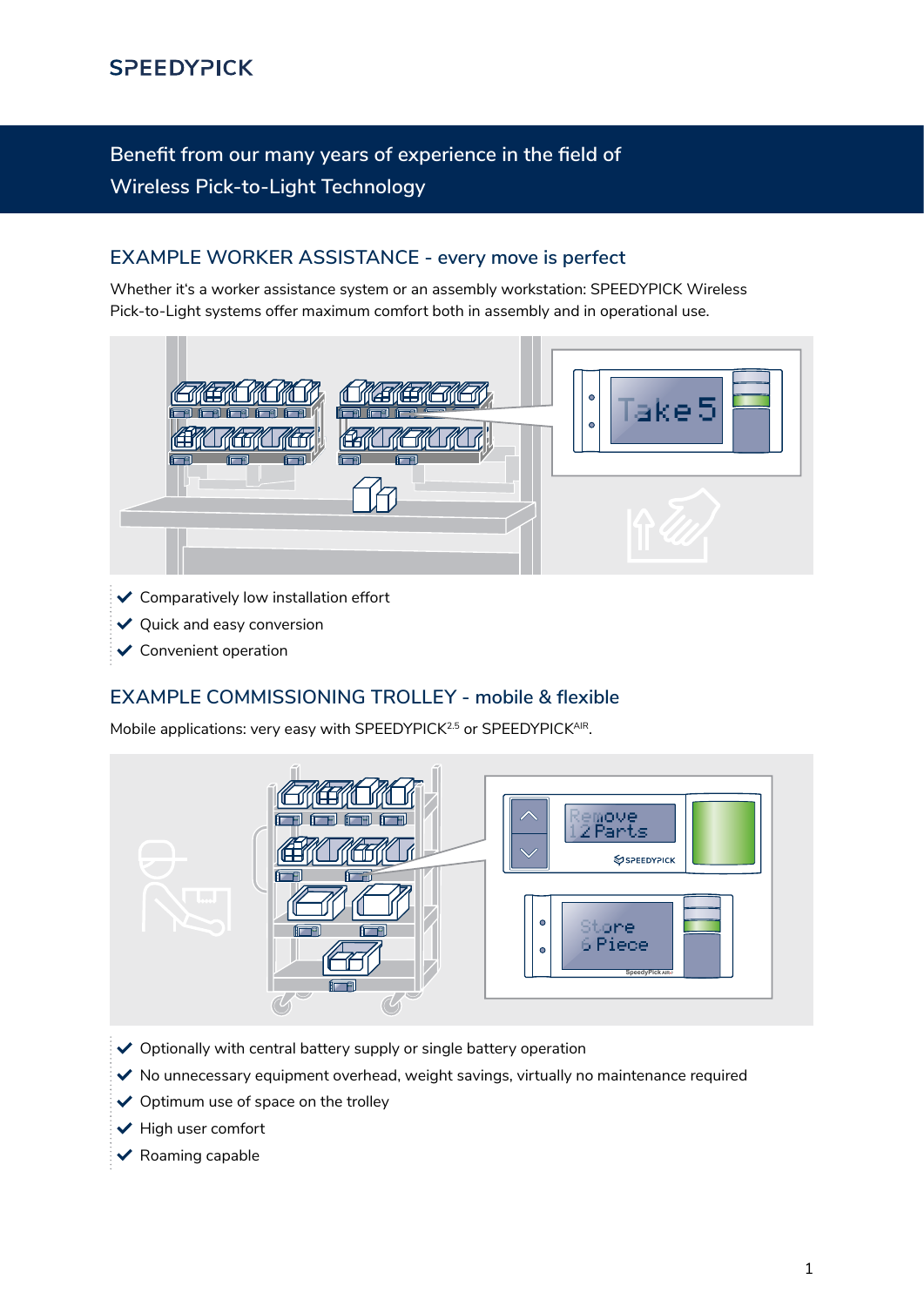SPEEDYPICK

## Benefit from our many years of experience in the field of Wireless Pick-to-Light Technology

### EXAMPLE WORKER ASSISTANCE - every move is perfect

Whether it's a worker assistance system or an assembly workstation: SPEEDYPICK Wireless Pick-to-Light systems offer maximum comfort both in assembly and in operational use.

- Comparatively low installation effort
- Quick and easy conversion
- Convenient operation

### EXAMPLE COMMISSIONING TROLLEY - mobile & flexible

Mobile applications: very easy with SPEEDYPICK$^{2.5}$ or SPEEDYPICK$^{AIR}$.

- Optionally with central battery supply or single battery operation
- No unnecessary equipment overhead, weight savings, virtually no maintenance required
- Optimum use of space on the trolley
- High user comfort
- Roaming capable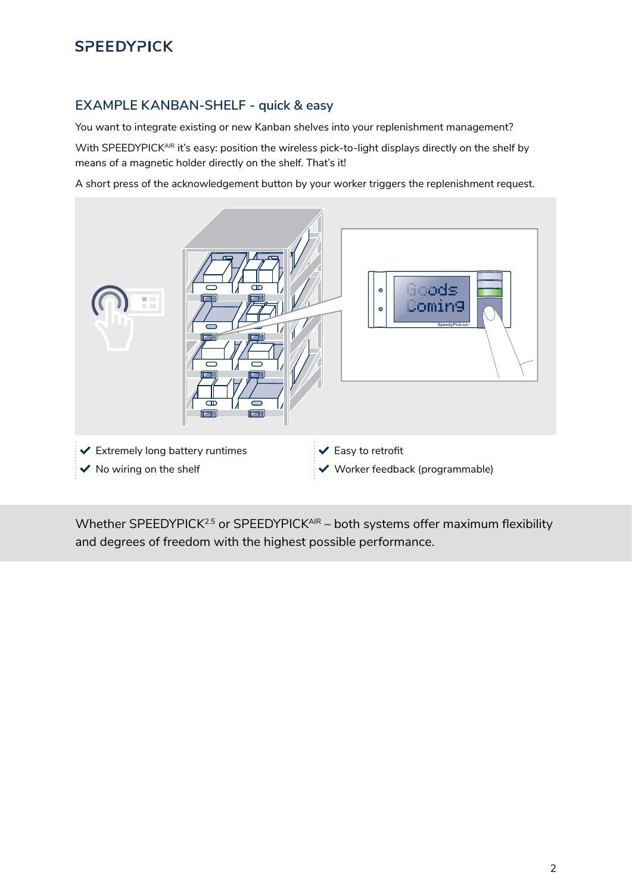## EXAMPLE KANBAN-SHELF - quick & easy

You want to integrate existing or new Kanban shelves into your replenishment management?

With SPEEDYPICK[AIR] it's easy: position the wireless pick-to-light displays directly on the shelf by means of a magnetic holder directly on the shelf. That's it!

A short press of the acknowledgement button by your worker triggers the replenishment request.

- ✔ Extremely long battery runtimes
- ✔ No wiring on the shelf
- ✔ Easy to retrofit
- ✔ Worker feedback (programmable)

Whether SPEEDYPICK[2.5] or SPEEDYPICK[AIR] – both systems offer maximum flexibility and degrees of freedom with the highest possible performance.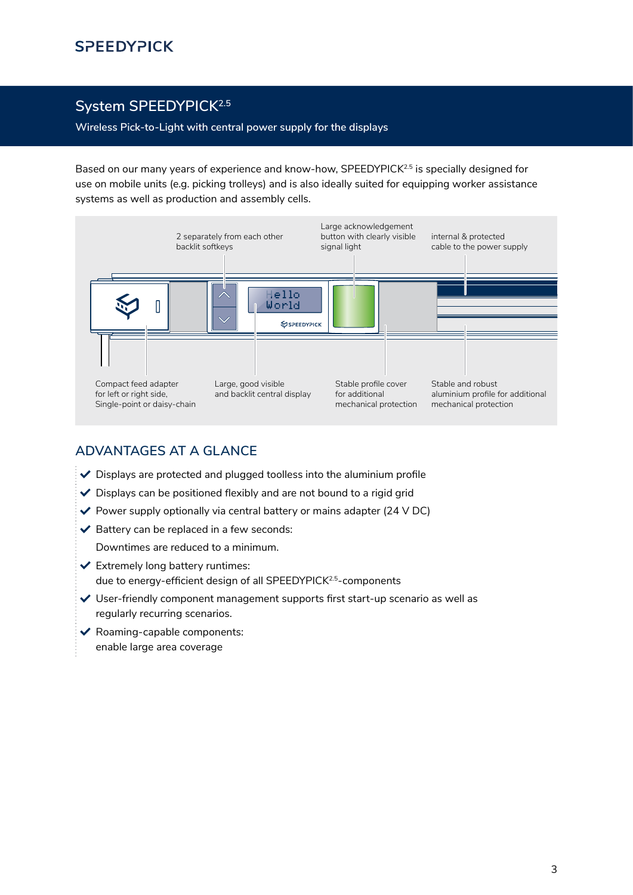# System SPEEDYPICK$^{2.5}$

Wireless Pick-to-Light with central power supply for the displays

Based on our many years of experience and know-how, SPEEDYPICK$^{2.5}$ is specially designed for use on mobile units (e.g. picking trolleys) and is also ideally suited for equipping worker assistance systems as well as production and assembly cells.

2 separately from each other backlit softkeys

Large acknowledgement button with clearly visible signal light

internal & protected cable to the power supply

Compact feed adapter for left or right side, Single-point or daisy-chain

Large, good visible and backlit central display

Stable profile cover for additional mechanical protection

Stable and robust aluminium profile for additional mechanical protection

## ADVANTAGES AT A GLANCE

- Displays are protected and plugged toolless into the aluminium profile
- Displays can be positioned flexibly and are not bound to a rigid grid
- Power supply optionally via central battery or mains adapter (24 V DC)
- Battery can be replaced in a few seconds:
  Downtimes are reduced to a minimum.
- Extremely long battery runtimes:
  due to energy-efficient design of all SPEEDYPICK$^{2.5}$-components
- User-friendly component management supports first start-up scenario as well as regularly recurring scenarios.
- Roaming-capable components:
  enable large area coverage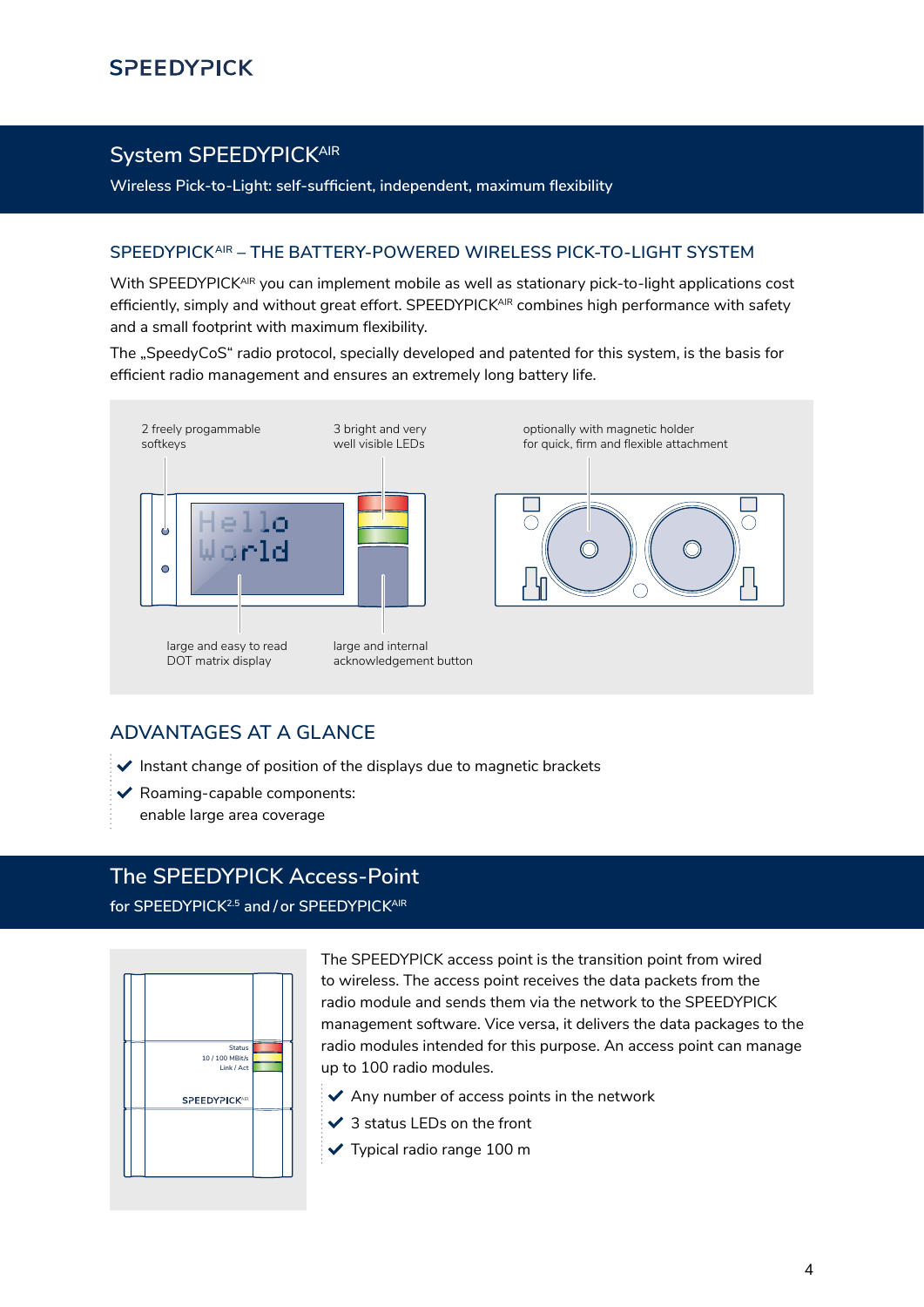## System SPEEDYPICK^AIR

Wireless Pick-to-Light: self-sufficient, independent, maximum flexibility

### SPEEDYPICK^AIR – THE BATTERY-POWERED WIRELESS PICK-TO-LIGHT SYSTEM

With SPEEDYPICK^AIR you can implement mobile as well as stationary pick-to-light applications cost efficiently, simply and without great effort. SPEEDYPICK^AIR combines high performance with safety and a small footprint with maximum flexibility.

The „SpeedyCoS" radio protocol, specially developed and patented for this system, is the basis for efficient radio management and ensures an extremely long battery life.

2 freely progammable softkeys

3 bright and very well visible LEDs

optionally with magnetic holder for quick, firm and flexible attachment

large and easy to read DOT matrix display

large and internal acknowledgement button

### ADVANTAGES AT A GLANCE

- ✔ Instant change of position of the displays due to magnetic brackets
- ✔ Roaming-capable components: enable large area coverage

## The SPEEDYPICK Access-Point

for SPEEDYPICK^2.5 and / or SPEEDYPICK^AIR

The SPEEDYPICK access point is the transition point from wired to wireless. The access point receives the data packets from the radio module and sends them via the network to the SPEEDYPICK management software. Vice versa, it delivers the data packages to the radio modules intended for this purpose. An access point can manage up to 100 radio modules.

- ✔ Any number of access points in the network
- ✔ 3 status LEDs on the front
- ✔ Typical radio range 100 m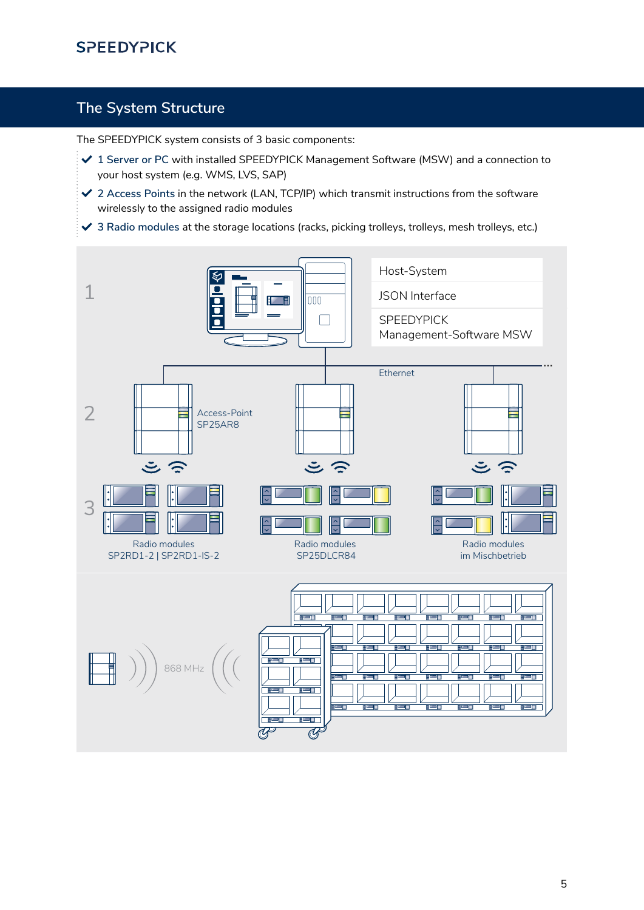## The System Structure

The SPEEDYPICK system consists of 3 basic components:

- ✔ 1 Server or PC with installed SPEEDYPICK Management Software (MSW) and a connection to your host system (e.g. WMS, LVS, SAP)
- ✔ 2 Access Points in the network (LAN, TCP/IP) which transmit instructions from the software wirelessly to the assigned radio modules
- ✔ 3 Radio modules at the storage locations (racks, picking trolleys, trolleys, mesh trolleys, etc.)

1

Host-System

JSON Interface

SPEEDYPICK Management-Software MSW

Ethernet

2

Access-Point SP25AR8

3

Radio modules SP2RD1-2 | SP2RD1-IS-2

Radio modules SP25DLCR84

Radio modules im Mischbetrieb

868 MHz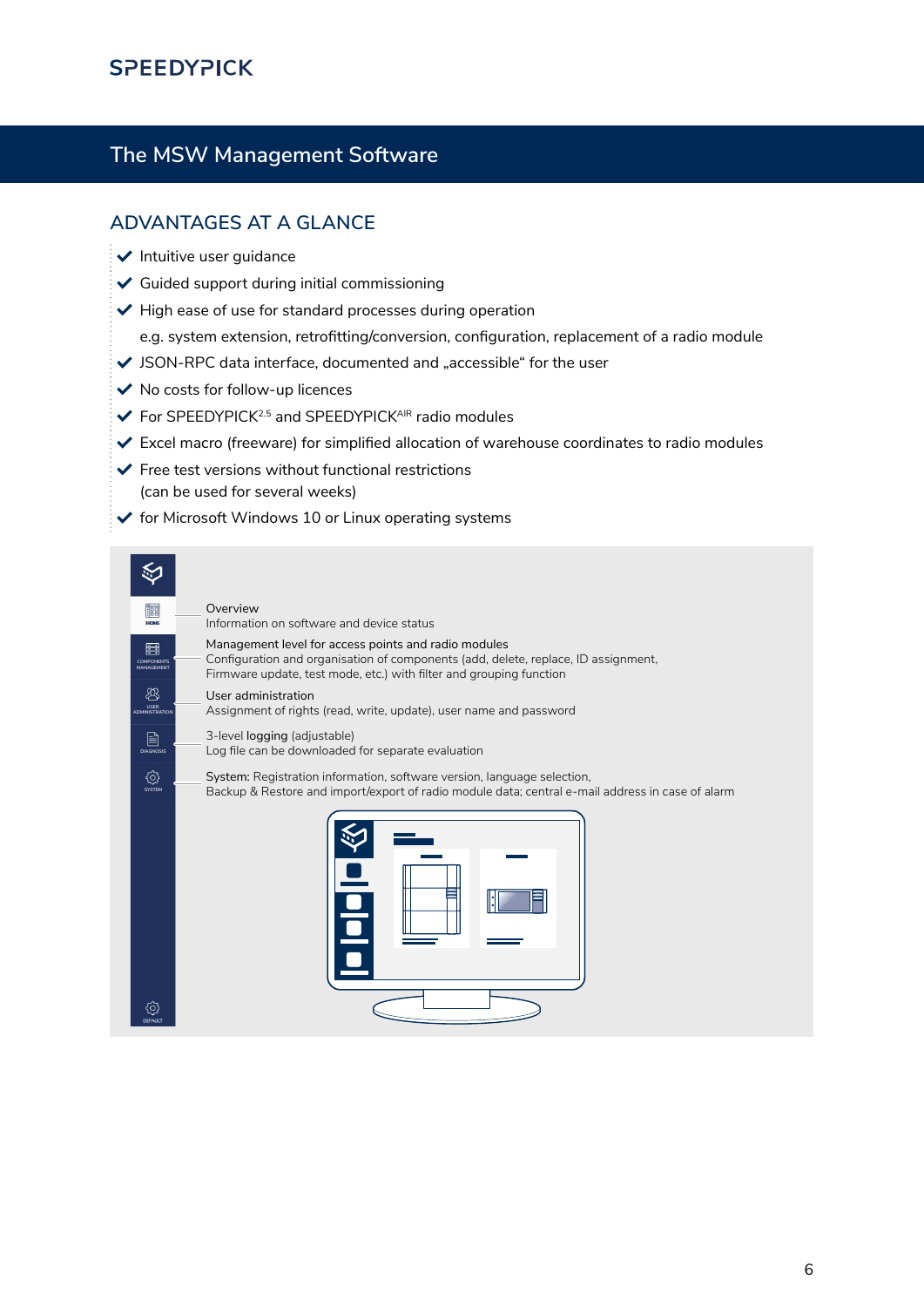# The MSW Management Software

## ADVANTAGES AT A GLANCE

- Intuitive user guidance
- Guided support during initial commissioning
- High ease of use for standard processes during operation
  e.g. system extension, retrofitting/conversion, configuration, replacement of a radio module
- JSON-RPC data interface, documented and „accessible“ for the user
- No costs for follow-up licences
- For SPEEDYPICK$^{2.5}$ and SPEEDYPICK$^{AIR}$ radio modules
- Excel macro (freeware) for simplified allocation of warehouse coordinates to radio modules
- Free test versions without functional restrictions
  (can be used for several weeks)
- for Microsoft Windows 10 or Linux operating systems

Overview
Information on software and device status

Management level for access points and radio modules
Configuration and organisation of components (add, delete, replace, ID assignment, Firmware update, test mode, etc.) with filter and grouping function

User administration
Assignment of rights (read, write, update), user name and password

3-level logging (adjustable)
Log file can be downloaded for separate evaluation

System: Registration information, software version, language selection, Backup & Restore and import/export of radio module data; central e-mail address in case of alarm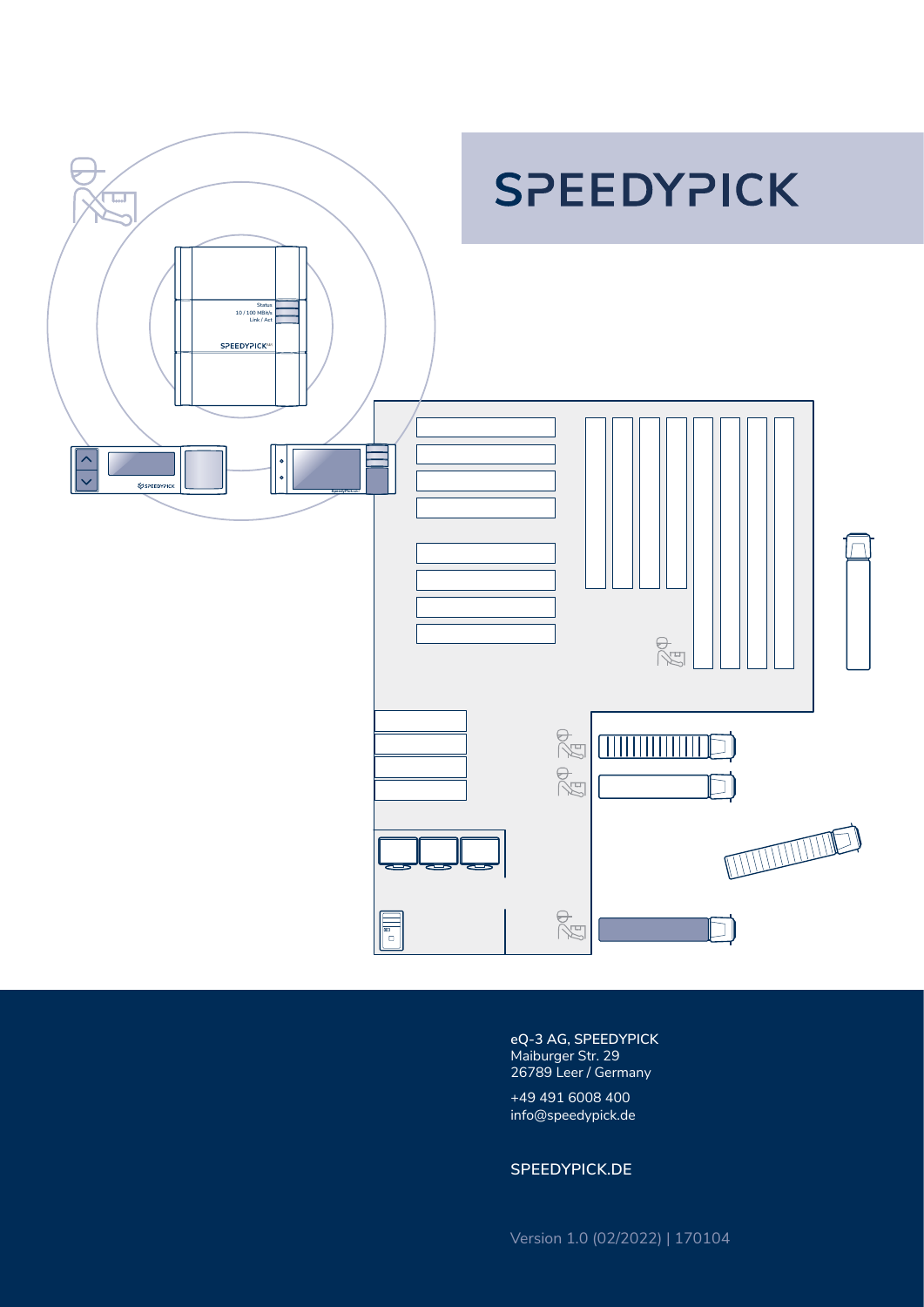# SPEEDYPICK

eQ-3 AG, SPEEDYPICK
Maiburger Str. 29
26789 Leer / Germany

+49 491 6008 400
info@speedypick.de

**SPEEDYPICK.DE**

Version 1.0 (02/2022) | 170104